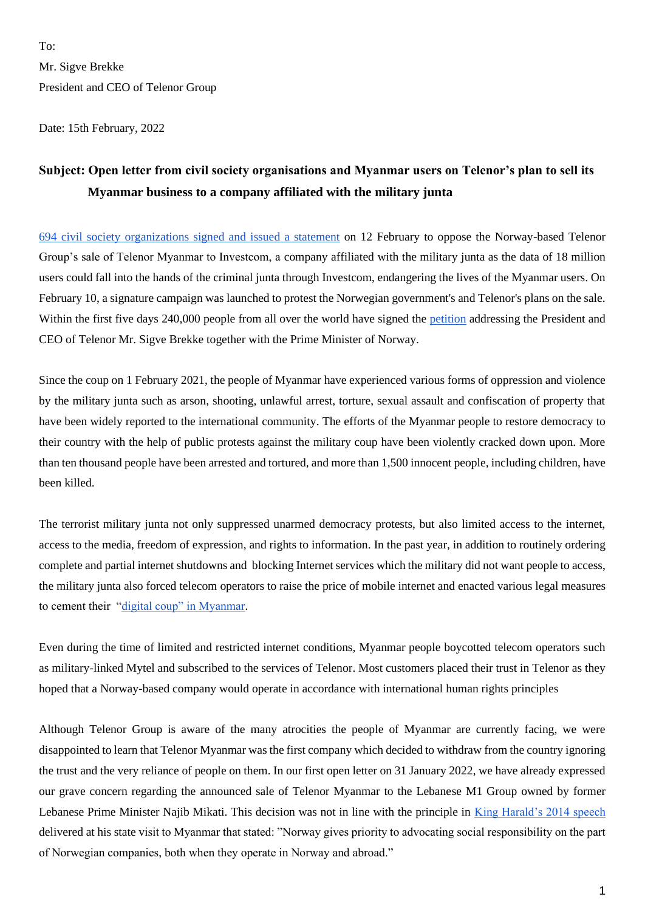To:

Mr. Sigve Brekke

President and CEO of Telenor Group

Date: 15th February, 2022

**Subject: Open letter from civil society organisations and Myanmar users on Telenor's plan to sell its Myanmar business to a company affiliated with the military junta**

[694 civil society organizations signed and issued a statement]() on 12 February to oppose the Norway-based Telenor Group's sale of Telenor Myanmar to Investcom, a company affiliated with the military junta as the data of 18 million users could fall into the hands of the criminal junta through Investcom, endangering the lives of the Myanmar users. On February 10, a signature campaign was launched to protest the Norwegian government's and Telenor's plans on the sale. Within the first five days 240,000 people from all over the world have signed the [petition]() addressing the President and CEO of Telenor Mr. Sigve Brekke together with the Prime Minister of Norway.

Since the coup on 1 February 2021, the people of Myanmar have experienced various forms of oppression and violence by the military junta such as arson, shooting, unlawful arrest, torture, sexual assault and confiscation of property that have been widely reported to the international community. The efforts of the Myanmar people to restore democracy to their country with the help of public protests against the military coup have been violently cracked down upon. More than ten thousand people have been arrested and tortured, and more than 1,500 innocent people, including children, have been killed.

The terrorist military junta not only suppressed unarmed democracy protests, but also limited access to the internet, access to the media, freedom of expression, and rights to information. In the past year, in addition to routinely ordering complete and partial internet shutdowns and blocking Internet services which the military did not want people to access, the military junta also forced telecom operators to raise the price of mobile internet and enacted various legal measures to cement their "[digital coup" in Myanmar]().

Even during the time of limited and restricted internet conditions, Myanmar people boycotted telecom operators such as military-linked Mytel and subscribed to the services of Telenor. Most customers placed their trust in Telenor as they hoped that a Norway-based company would operate in accordance with international human rights principles

Although Telenor Group is aware of the many atrocities the people of Myanmar are currently facing, we were disappointed to learn that Telenor Myanmar was the first company which decided to withdraw from the country ignoring the trust and the very reliance of people on them. In our first open letter on 31 January 2022, we have already expressed our grave concern regarding the announced sale of Telenor Myanmar to the Lebanese M1 Group owned by former Lebanese Prime Minister Najib Mikati. This decision was not in line with the principle in [King Harald's 2014 speech]() delivered at his state visit to Myanmar that stated: "Norway gives priority to advocating social responsibility on the part of Norwegian companies, both when they operate in Norway and abroad."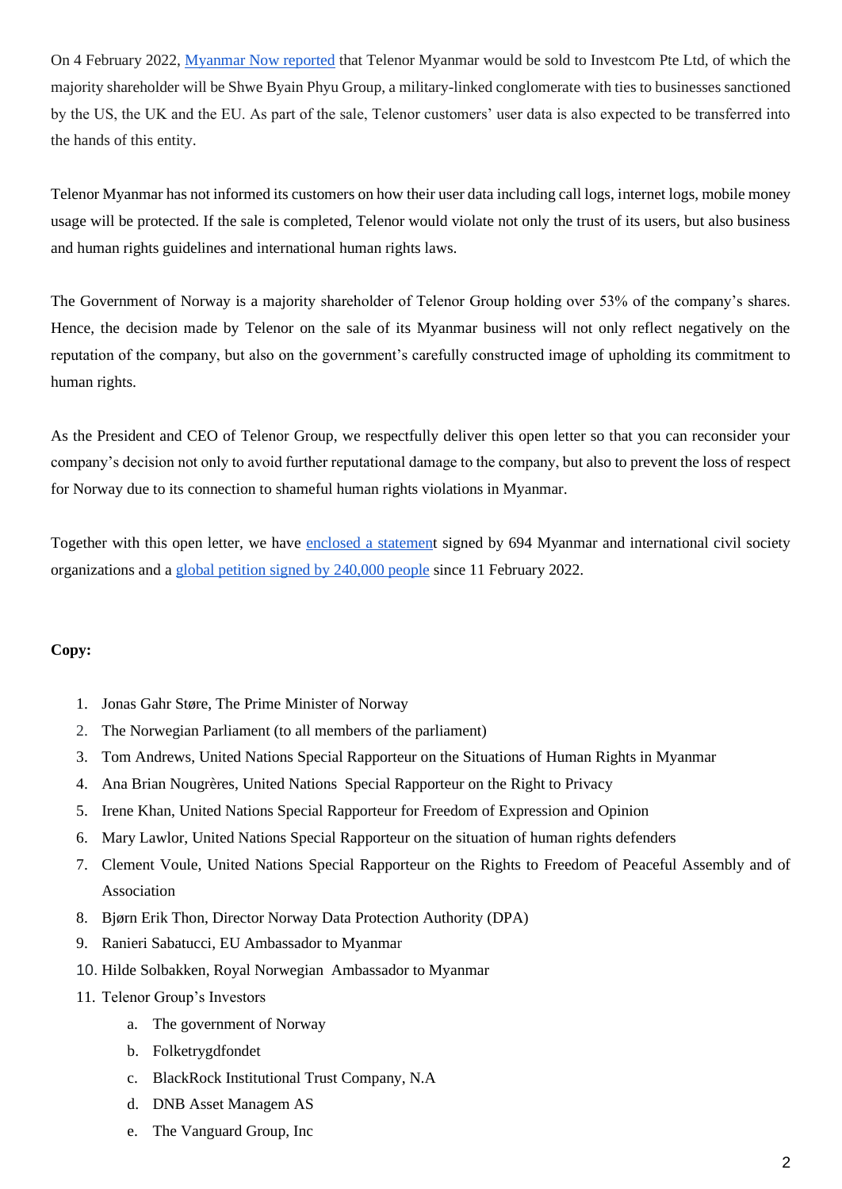On 4 February 2022, Myanmar Now reported that Telenor Myanmar would be sold to Investcom Pte Ltd, of which the majority shareholder will be Shwe Byain Phyu Group, a military-linked conglomerate with ties to businesses sanctioned by the US, the UK and the EU. As part of the sale, Telenor customers' user data is also expected to be transferred into the hands of this entity.

Telenor Myanmar has not informed its customers on how their user data including call logs, internet logs, mobile money usage will be protected. If the sale is completed, Telenor would violate not only the trust of its users, but also business and human rights guidelines and international human rights laws.

The Government of Norway is a majority shareholder of Telenor Group holding over 53% of the company's shares. Hence, the decision made by Telenor on the sale of its Myanmar business will not only reflect negatively on the reputation of the company, but also on the government's carefully constructed image of upholding its commitment to human rights.

As the President and CEO of Telenor Group, we respectfully deliver this open letter so that you can reconsider your company's decision not only to avoid further reputational damage to the company, but also to prevent the loss of respect for Norway due to its connection to shameful human rights violations in Myanmar.

Together with this open letter, we have enclosed a statement signed by 694 Myanmar and international civil society organizations and a global petition signed by 240,000 people since 11 February 2022.

**Copy:**

1. Jonas Gahr Støre, The Prime Minister of Norway
2. The Norwegian Parliament (to all members of the parliament)
3. Tom Andrews, United Nations Special Rapporteur on the Situations of Human Rights in Myanmar
4. Ana Brian Nougrères, United Nations Special Rapporteur on the Right to Privacy
5. Irene Khan, United Nations Special Rapporteur for Freedom of Expression and Opinion
6. Mary Lawlor, United Nations Special Rapporteur on the situation of human rights defenders
7. Clement Voule, United Nations Special Rapporteur on the Rights to Freedom of Peaceful Assembly and of Association
8. Bjørn Erik Thon, Director Norway Data Protection Authority (DPA)
9. Ranieri Sabatucci, EU Ambassador to Myanmar
10. Hilde Solbakken, Royal Norwegian Ambassador to Myanmar
11. Telenor Group's Investors
    a. The government of Norway
    b. Folketrygdfondet
    c. BlackRock Institutional Trust Company, N.A
    d. DNB Asset Managem AS
    e. The Vanguard Group, Inc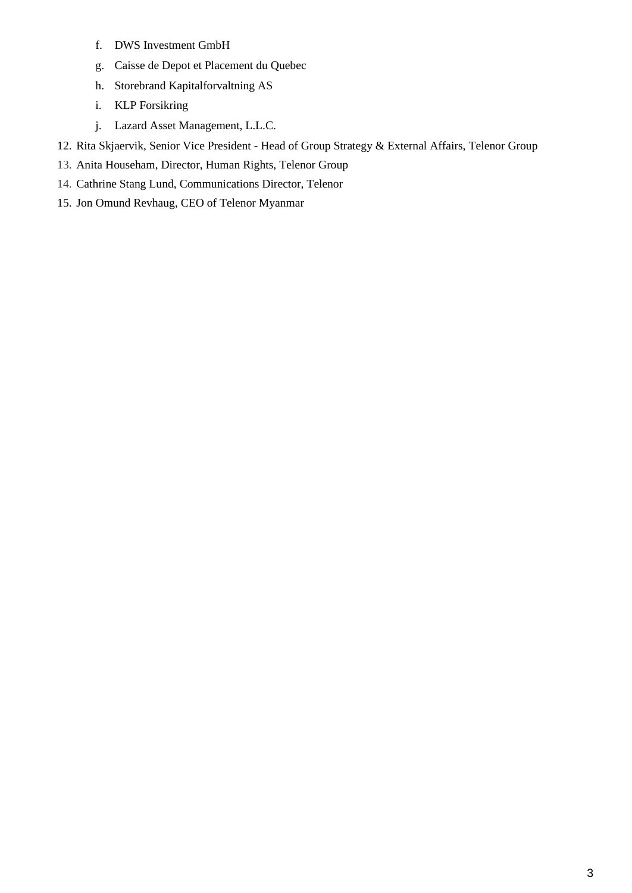f. DWS Investment GmbH
   g. Caisse de Depot et Placement du Quebec
   h. Storebrand Kapitalforvaltning AS
   i. KLP Forsikring
   j. Lazard Asset Management, L.L.C.

12. Rita Skjaervik, Senior Vice President - Head of Group Strategy & External Affairs, Telenor Group
13. Anita Househam, Director, Human Rights, Telenor Group
14. Cathrine Stang Lund, Communications Director, Telenor
15. Jon Omund Revhaug, CEO of Telenor Myanmar